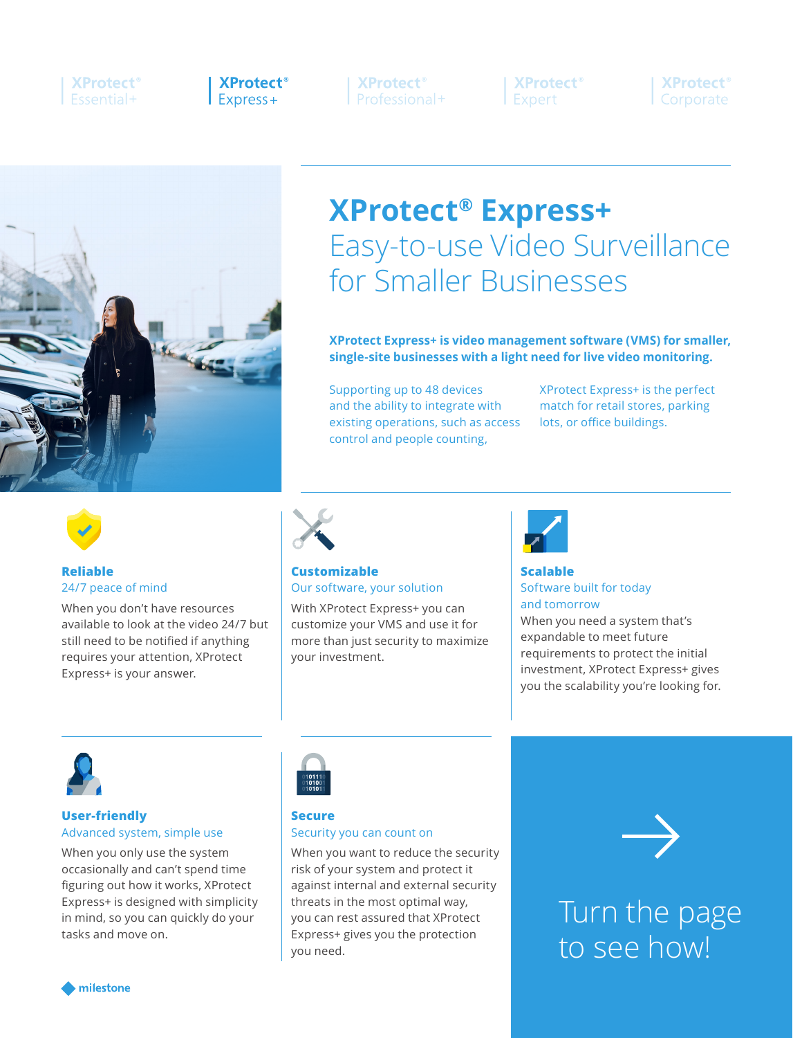XProtect® Essential+ | XProtect® Express+ | XProtect® Professional+ | XProtect® Expert | XProtect® Corporate

# XProtect® Express+

## Easy-to-use Video Surveillance for Smaller Businesses

**XProtect Express+ is video management software (VMS) for smaller, single-site businesses with a light need for live video monitoring.**

Supporting up to 48 devices and the ability to integrate with existing operations, such as access control and people counting,

XProtect Express+ is the perfect match for retail stores, parking lots, or office buildings.

### Reliable

24/7 peace of mind

When you don't have resources available to look at the video 24/7 but still need to be notified if anything requires your attention, XProtect Express+ is your answer.

### Customizable

Our software, your solution

With XProtect Express+ you can customize your VMS and use it for more than just security to maximize your investment.

### Scalable

Software built for today and tomorrow

When you need a system that's expandable to meet future requirements to protect the initial investment, XProtect Express+ gives you the scalability you're looking for.

### User-friendly

Advanced system, simple use

When you only use the system occasionally and can't spend time figuring out how it works, XProtect Express+ is designed with simplicity in mind, so you can quickly do your tasks and move on.

### Secure

Security you can count on

When you want to reduce the security risk of your system and protect it against internal and external security threats in the most optimal way, you can rest assured that XProtect Express+ gives you the protection you need.

→

Turn the page to see how!

milestone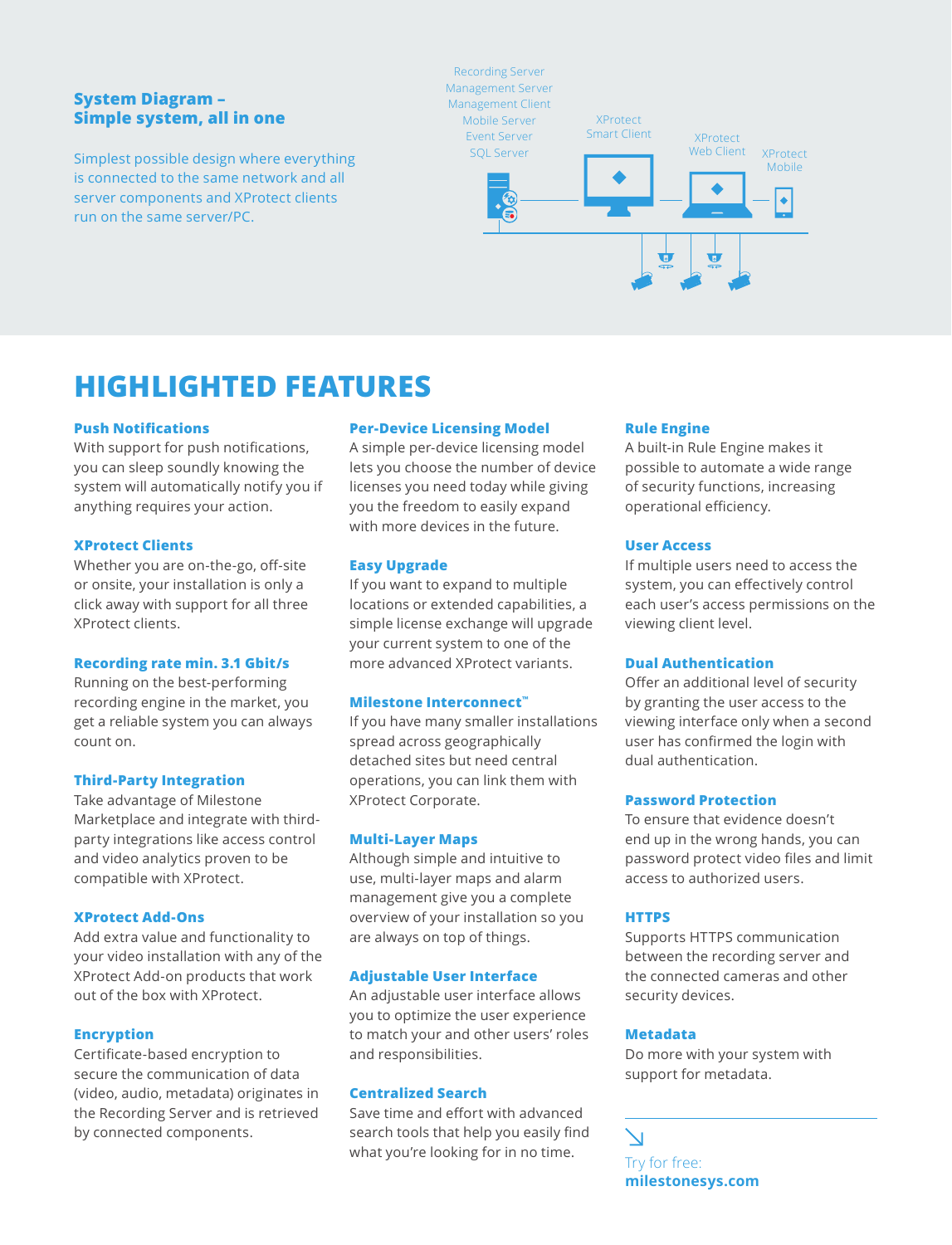## System Diagram – Simple system, all in one

Simplest possible design where everything is connected to the same network and all server components and XProtect clients run on the same server/PC.

Recording Server
Management Server
Management Client
Mobile Server
Event Server
SQL Server

XProtect Smart Client

XProtect Web Client

XProtect Mobile

# HIGHLIGHTED FEATURES

### Push Notifications

With support for push notifications, you can sleep soundly knowing the system will automatically notify you if anything requires your action.

### XProtect Clients

Whether you are on-the-go, off-site or onsite, your installation is only a click away with support for all three XProtect clients.

### Recording rate min. 3.1 Gbit/s

Running on the best-performing recording engine in the market, you get a reliable system you can always count on.

### Third-Party Integration

Take advantage of Milestone Marketplace and integrate with third-party integrations like access control and video analytics proven to be compatible with XProtect.

### XProtect Add-Ons

Add extra value and functionality to your video installation with any of the XProtect Add-on products that work out of the box with XProtect.

### Encryption

Certificate-based encryption to secure the communication of data (video, audio, metadata) originates in the Recording Server and is retrieved by connected components.

### Per-Device Licensing Model

A simple per-device licensing model lets you choose the number of device licenses you need today while giving you the freedom to easily expand with more devices in the future.

### Easy Upgrade

If you want to expand to multiple locations or extended capabilities, a simple license exchange will upgrade your current system to one of the more advanced XProtect variants.

### Milestone Interconnect™

If you have many smaller installations spread across geographically detached sites but need central operations, you can link them with XProtect Corporate.

### Multi-Layer Maps

Although simple and intuitive to use, multi-layer maps and alarm management give you a complete overview of your installation so you are always on top of things.

### Adjustable User Interface

An adjustable user interface allows you to optimize the user experience to match your and other users' roles and responsibilities.

### Centralized Search

Save time and effort with advanced search tools that help you easily find what you're looking for in no time.

### Rule Engine

A built-in Rule Engine makes it possible to automate a wide range of security functions, increasing operational efficiency.

### User Access

If multiple users need to access the system, you can effectively control each user's access permissions on the viewing client level.

### Dual Authentication

Offer an additional level of security by granting the user access to the viewing interface only when a second user has confirmed the login with dual authentication.

### Password Protection

To ensure that evidence doesn't end up in the wrong hands, you can password protect video files and limit access to authorized users.

### HTTPS

Supports HTTPS communication between the recording server and the connected cameras and other security devices.

### Metadata

Do more with your system with support for metadata.

↘

Try for free:
**milestonesys.com**